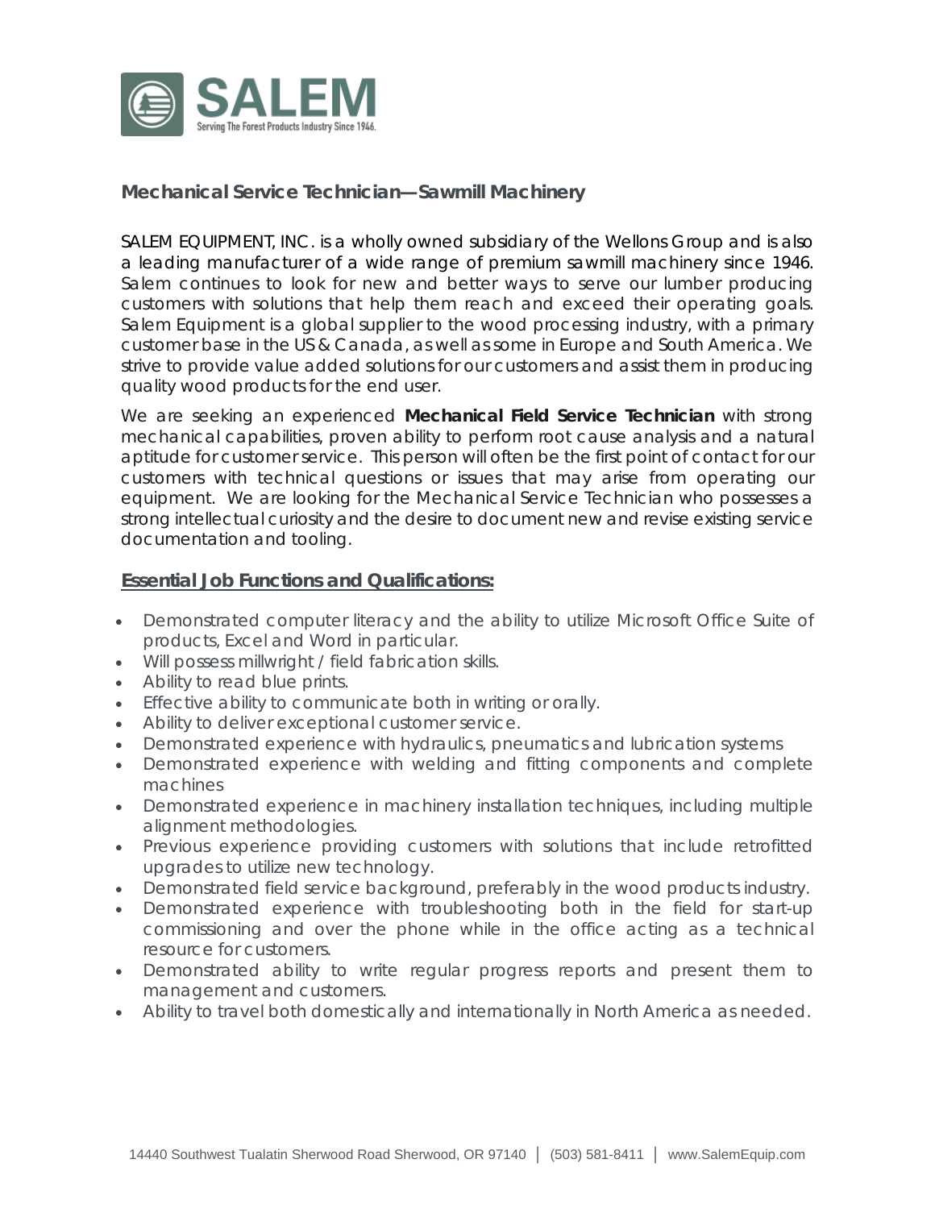SALEM

Serving The Forest Products Industry Since 1946.

## Mechanical Service Technician—Sawmill Machinery

SALEM EQUIPMENT, INC. is a wholly owned subsidiary of the Wellons Group and is also a leading manufacturer of a wide range of premium sawmill machinery since 1946. Salem continues to look for new and better ways to serve our lumber producing customers with solutions that help them reach and exceed their operating goals. Salem Equipment is a global supplier to the wood processing industry, with a primary customer base in the US & Canada, as well as some in Europe and South America. We strive to provide value added solutions for our customers and assist them in producing quality wood products for the end user.

We are seeking an experienced **Mechanical Field Service Technician** with strong mechanical capabilities, proven ability to perform root cause analysis and a natural aptitude for customer service. This person will often be the first point of contact for our customers with technical questions or issues that may arise from operating our equipment. We are looking for the Mechanical Service Technician who possesses a strong intellectual curiosity and the desire to document new and revise existing service documentation and tooling.

### Essential Job Functions and Qualifications:

- Demonstrated computer literacy and the ability to utilize Microsoft Office Suite of products, Excel and Word in particular.
- Will possess millwright / field fabrication skills.
- Ability to read blue prints.
- Effective ability to communicate both in writing or orally.
- Ability to deliver exceptional customer service.
- Demonstrated experience with hydraulics, pneumatics and lubrication systems
- Demonstrated experience with welding and fitting components and complete machines
- Demonstrated experience in machinery installation techniques, including multiple alignment methodologies.
- Previous experience providing customers with solutions that include retrofitted upgrades to utilize new technology.
- Demonstrated field service background, preferably in the wood products industry.
- Demonstrated experience with troubleshooting both in the field for start-up commissioning and over the phone while in the office acting as a technical resource for customers.
- Demonstrated ability to write regular progress reports and present them to management and customers.
- Ability to travel both domestically and internationally in North America as needed.

14440 Southwest Tualatin Sherwood Road Sherwood, OR 97140 │ (503) 581-8411 │ www.SalemEquip.com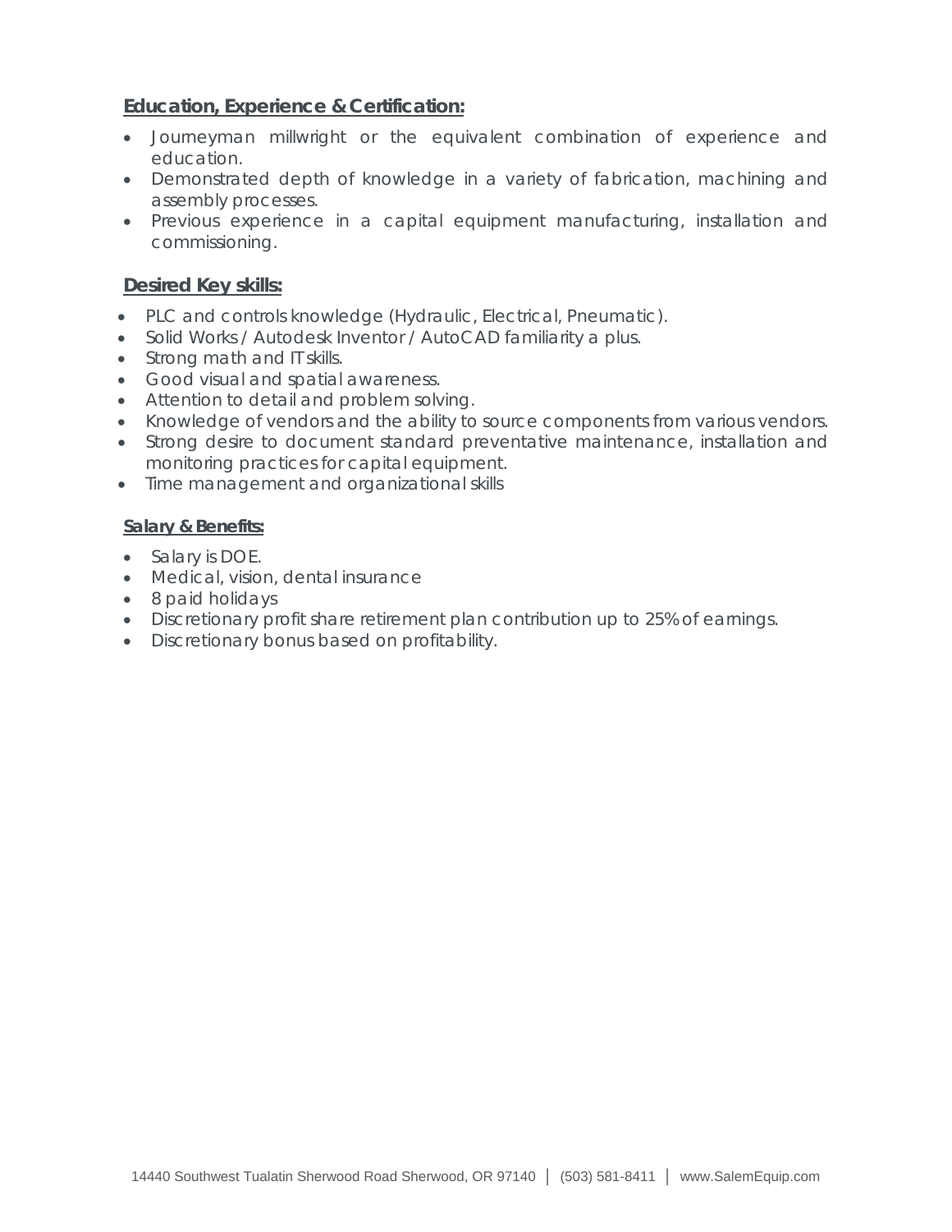## Education, Experience & Certification:

- Journeyman millwright or the equivalent combination of experience and education.
- Demonstrated depth of knowledge in a variety of fabrication, machining and assembly processes.
- Previous experience in a capital equipment manufacturing, installation and commissioning.

## Desired Key skills:

- PLC and controls knowledge (Hydraulic, Electrical, Pneumatic).
- Solid Works / Autodesk Inventor / AutoCAD familiarity a plus.
- Strong math and IT skills.
- Good visual and spatial awareness.
- Attention to detail and problem solving.
- Knowledge of vendors and the ability to source components from various vendors.
- Strong desire to document standard preventative maintenance, installation and monitoring practices for capital equipment.
- Time management and organizational skills

### Salary & Benefits:

- Salary is DOE.
- Medical, vision, dental insurance
- 8 paid holidays
- Discretionary profit share retirement plan contribution up to 25% of earnings.
- Discretionary bonus based on profitability.

14440 Southwest Tualatin Sherwood Road Sherwood, OR 97140 | (503) 581-8411 | www.SalemEquip.com